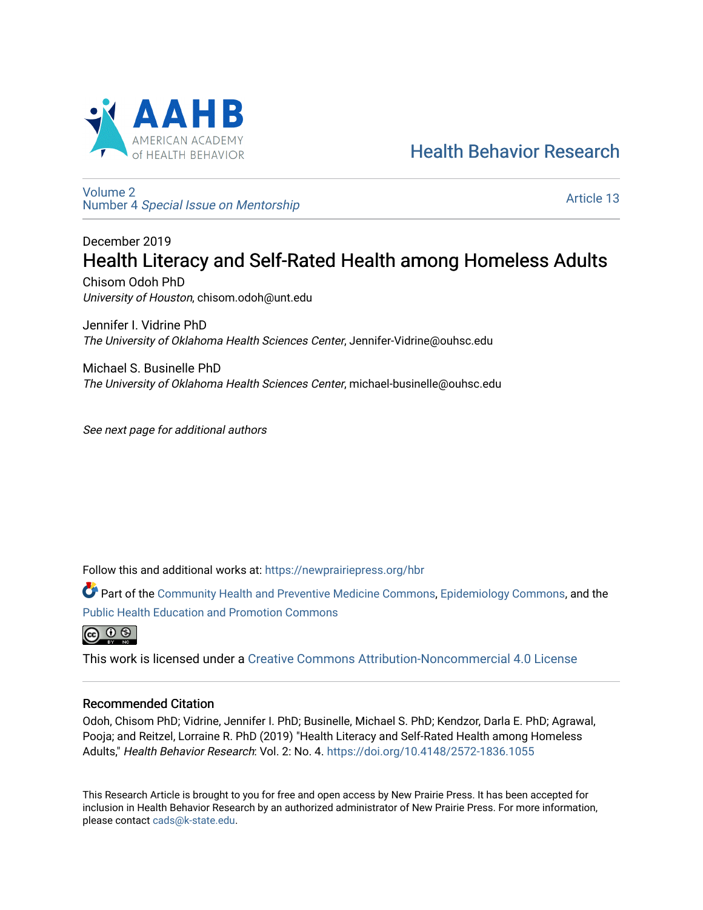AAHB
AMERICAN ACADEMY of HEALTH BEHAVIOR

Health Behavior Research

Volume 2
Number 4 *Special Issue on Mentorship*

Article 13

December 2019

# Health Literacy and Self-Rated Health among Homeless Adults

Chisom Odoh PhD
*University of Houston*, chisom.odoh@unt.edu

Jennifer I. Vidrine PhD
*The University of Oklahoma Health Sciences Center*, Jennifer-Vidrine@ouhsc.edu

Michael S. Businelle PhD
*The University of Oklahoma Health Sciences Center*, michael-businelle@ouhsc.edu

*See next page for additional authors*

Follow this and additional works at: https://newprairiepress.org/hbr

Part of the Community Health and Preventive Medicine Commons, Epidemiology Commons, and the Public Health Education and Promotion Commons

This work is licensed under a Creative Commons Attribution-Noncommercial 4.0 License

## Recommended Citation

Odoh, Chisom PhD; Vidrine, Jennifer I. PhD; Businelle, Michael S. PhD; Kendzor, Darla E. PhD; Agrawal, Pooja; and Reitzel, Lorraine R. PhD (2019) "Health Literacy and Self-Rated Health among Homeless Adults," *Health Behavior Research*: Vol. 2: No. 4. https://doi.org/10.4148/2572-1836.1055

This Research Article is brought to you for free and open access by New Prairie Press. It has been accepted for inclusion in Health Behavior Research by an authorized administrator of New Prairie Press. For more information, please contact cads@k-state.edu.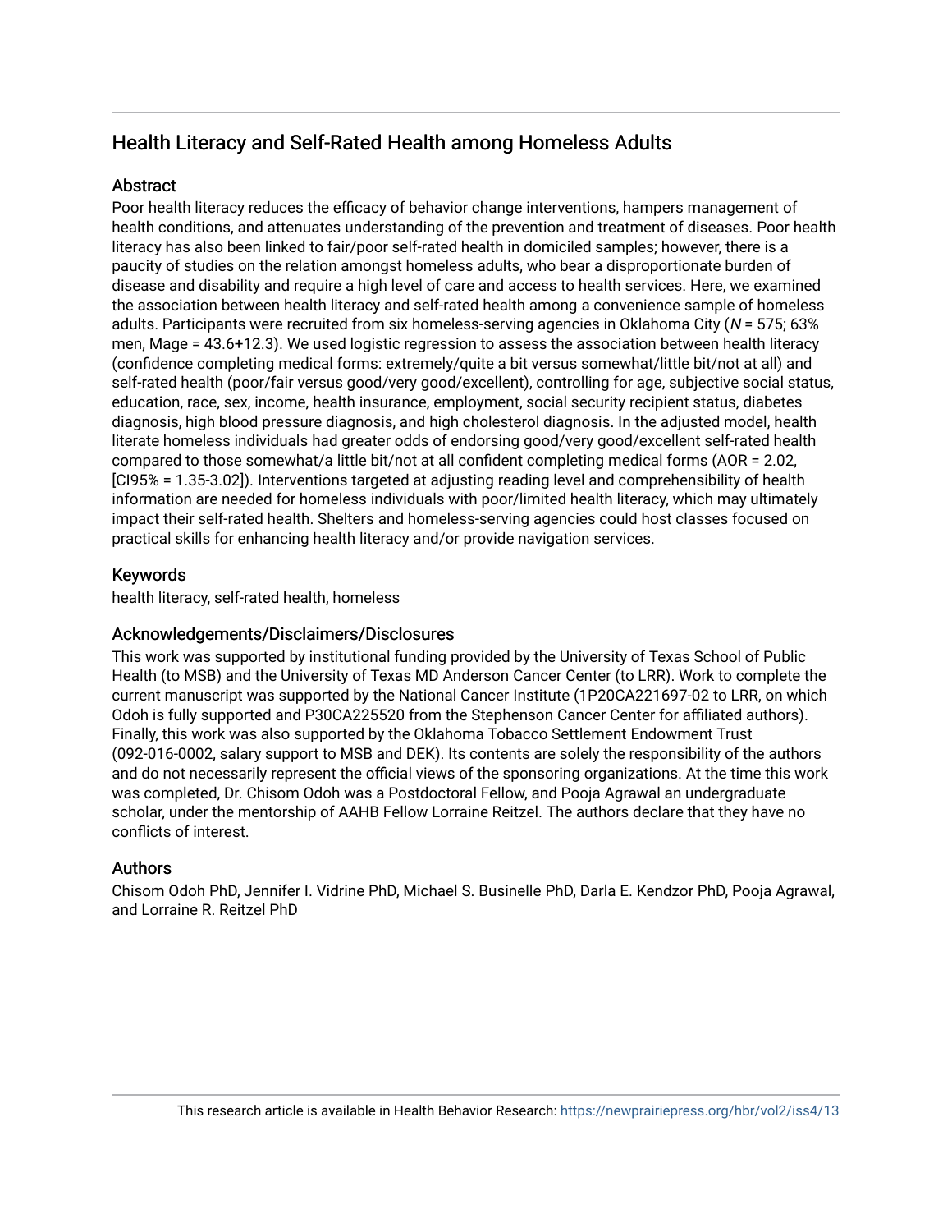# Health Literacy and Self-Rated Health among Homeless Adults

## Abstract

Poor health literacy reduces the efficacy of behavior change interventions, hampers management of health conditions, and attenuates understanding of the prevention and treatment of diseases. Poor health literacy has also been linked to fair/poor self-rated health in domiciled samples; however, there is a paucity of studies on the relation amongst homeless adults, who bear a disproportionate burden of disease and disability and require a high level of care and access to health services. Here, we examined the association between health literacy and self-rated health among a convenience sample of homeless adults. Participants were recruited from six homeless-serving agencies in Oklahoma City (*N* = 575; 63% men, Mage = 43.6+12.3). We used logistic regression to assess the association between health literacy (confidence completing medical forms: extremely/quite a bit versus somewhat/little bit/not at all) and self-rated health (poor/fair versus good/very good/excellent), controlling for age, subjective social status, education, race, sex, income, health insurance, employment, social security recipient status, diabetes diagnosis, high blood pressure diagnosis, and high cholesterol diagnosis. In the adjusted model, health literate homeless individuals had greater odds of endorsing good/very good/excellent self-rated health compared to those somewhat/a little bit/not at all confident completing medical forms (AOR = 2.02, [CI95% = 1.35-3.02]). Interventions targeted at adjusting reading level and comprehensibility of health information are needed for homeless individuals with poor/limited health literacy, which may ultimately impact their self-rated health. Shelters and homeless-serving agencies could host classes focused on practical skills for enhancing health literacy and/or provide navigation services.

## Keywords

health literacy, self-rated health, homeless

## Acknowledgements/Disclaimers/Disclosures

This work was supported by institutional funding provided by the University of Texas School of Public Health (to MSB) and the University of Texas MD Anderson Cancer Center (to LRR). Work to complete the current manuscript was supported by the National Cancer Institute (1P20CA221697-02 to LRR, on which Odoh is fully supported and P30CA225520 from the Stephenson Cancer Center for affiliated authors). Finally, this work was also supported by the Oklahoma Tobacco Settlement Endowment Trust (092-016-0002, salary support to MSB and DEK). Its contents are solely the responsibility of the authors and do not necessarily represent the official views of the sponsoring organizations. At the time this work was completed, Dr. Chisom Odoh was a Postdoctoral Fellow, and Pooja Agrawal an undergraduate scholar, under the mentorship of AAHB Fellow Lorraine Reitzel. The authors declare that they have no conflicts of interest.

## Authors

Chisom Odoh PhD, Jennifer I. Vidrine PhD, Michael S. Businelle PhD, Darla E. Kendzor PhD, Pooja Agrawal, and Lorraine R. Reitzel PhD

This research article is available in Health Behavior Research: https://newprairiepress.org/hbr/vol2/iss4/13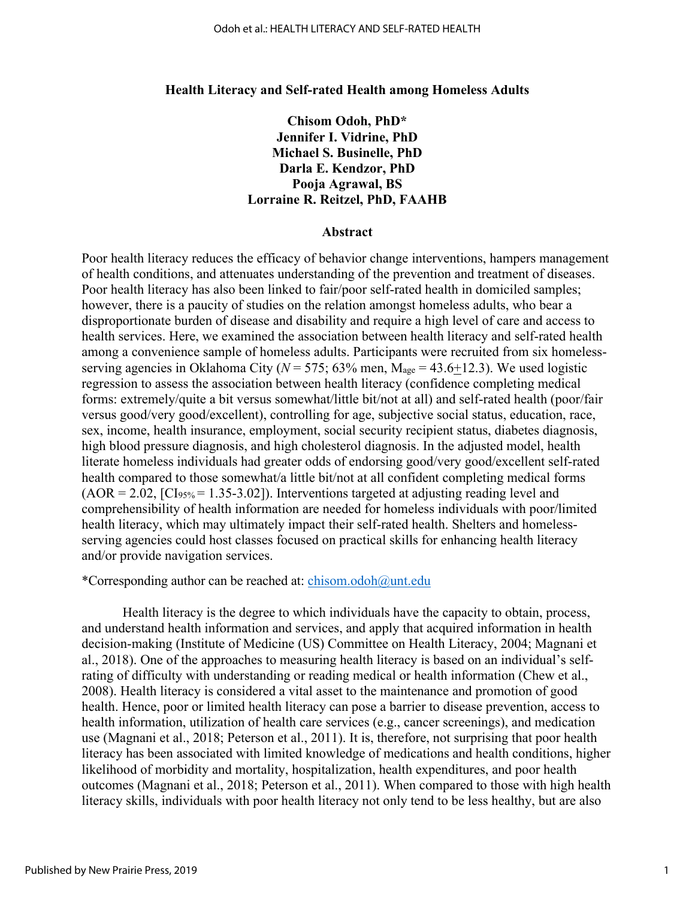# Health Literacy and Self-rated Health among Homeless Adults

**Chisom Odoh, PhD\***
**Jennifer I. Vidrine, PhD**
**Michael S. Businelle, PhD**
**Darla E. Kendzor, PhD**
**Pooja Agrawal, BS**
**Lorraine R. Reitzel, PhD, FAAHB**

## Abstract

Poor health literacy reduces the efficacy of behavior change interventions, hampers management of health conditions, and attenuates understanding of the prevention and treatment of diseases. Poor health literacy has also been linked to fair/poor self-rated health in domiciled samples; however, there is a paucity of studies on the relation amongst homeless adults, who bear a disproportionate burden of disease and disability and require a high level of care and access to health services. Here, we examined the association between health literacy and self-rated health among a convenience sample of homeless adults. Participants were recruited from six homeless-serving agencies in Oklahoma City ($N = 575$; 63% men, $M_{age} = 43.6 \pm 12.3$). We used logistic regression to assess the association between health literacy (confidence completing medical forms: extremely/quite a bit versus somewhat/little bit/not at all) and self-rated health (poor/fair versus good/very good/excellent), controlling for age, subjective social status, education, race, sex, income, health insurance, employment, social security recipient status, diabetes diagnosis, high blood pressure diagnosis, and high cholesterol diagnosis. In the adjusted model, health literate homeless individuals had greater odds of endorsing good/very good/excellent self-rated health compared to those somewhat/a little bit/not at all confident completing medical forms (AOR = 2.02, [$CI_{95\%}$ = 1.35-3.02]). Interventions targeted at adjusting reading level and comprehensibility of health information are needed for homeless individuals with poor/limited health literacy, which may ultimately impact their self-rated health. Shelters and homeless-serving agencies could host classes focused on practical skills for enhancing health literacy and/or provide navigation services.

*Corresponding author can be reached at: chisom.odoh@unt.edu

Health literacy is the degree to which individuals have the capacity to obtain, process, and understand health information and services, and apply that acquired information in health decision-making (Institute of Medicine (US) Committee on Health Literacy, 2004; Magnani et al., 2018). One of the approaches to measuring health literacy is based on an individual's self-rating of difficulty with understanding or reading medical or health information (Chew et al., 2008). Health literacy is considered a vital asset to the maintenance and promotion of good health. Hence, poor or limited health literacy can pose a barrier to disease prevention, access to health information, utilization of health care services (e.g., cancer screenings), and medication use (Magnani et al., 2018; Peterson et al., 2011). It is, therefore, not surprising that poor health literacy has been associated with limited knowledge of medications and health conditions, higher likelihood of morbidity and mortality, hospitalization, health expenditures, and poor health outcomes (Magnani et al., 2018; Peterson et al., 2011). When compared to those with high health literacy skills, individuals with poor health literacy not only tend to be less healthy, but are also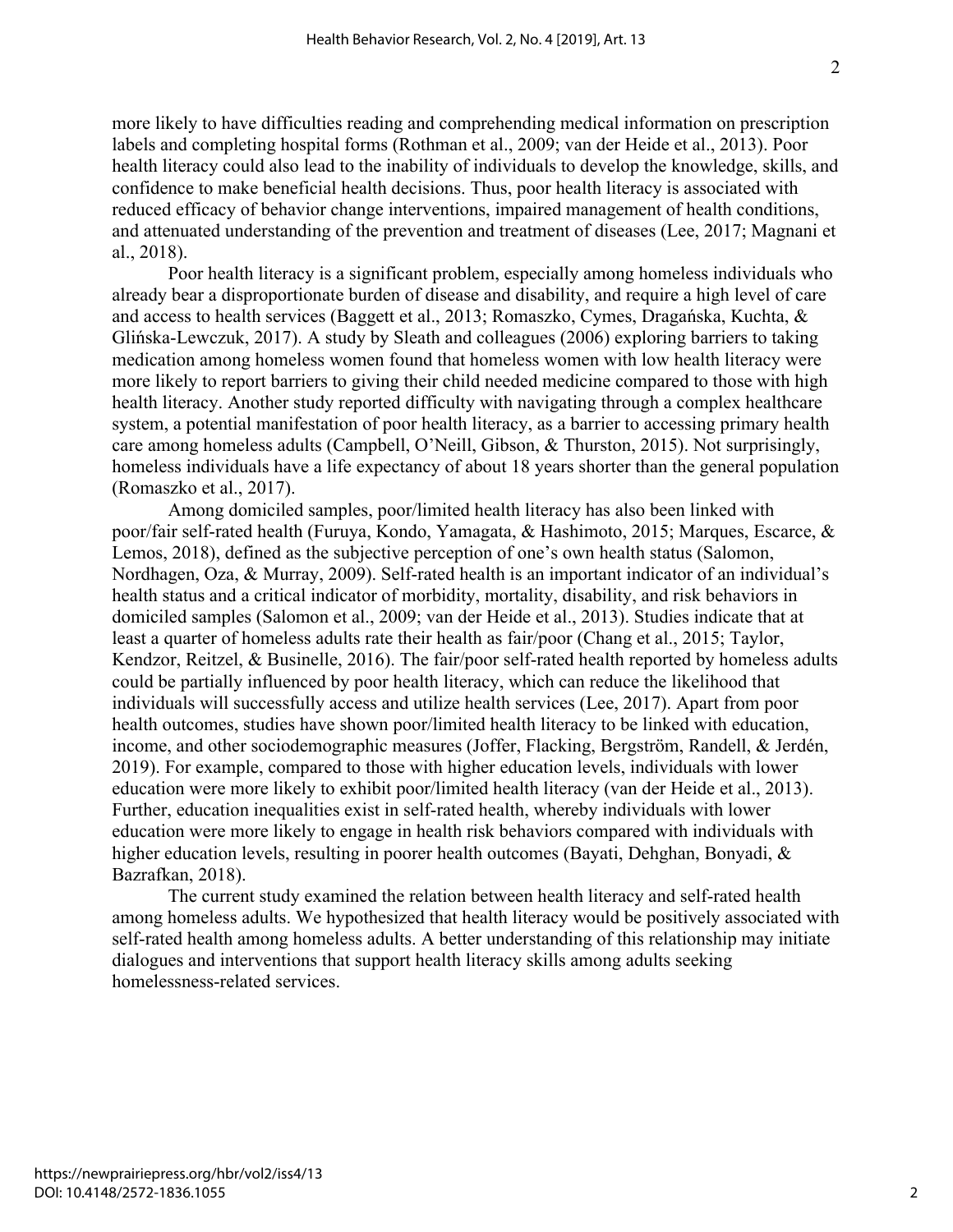more likely to have difficulties reading and comprehending medical information on prescription labels and completing hospital forms (Rothman et al., 2009; van der Heide et al., 2013). Poor health literacy could also lead to the inability of individuals to develop the knowledge, skills, and confidence to make beneficial health decisions. Thus, poor health literacy is associated with reduced efficacy of behavior change interventions, impaired management of health conditions, and attenuated understanding of the prevention and treatment of diseases (Lee, 2017; Magnani et al., 2018).

Poor health literacy is a significant problem, especially among homeless individuals who already bear a disproportionate burden of disease and disability, and require a high level of care and access to health services (Baggett et al., 2013; Romaszko, Cymes, Dragańska, Kuchta, & Glińska-Lewczuk, 2017). A study by Sleath and colleagues (2006) exploring barriers to taking medication among homeless women found that homeless women with low health literacy were more likely to report barriers to giving their child needed medicine compared to those with high health literacy. Another study reported difficulty with navigating through a complex healthcare system, a potential manifestation of poor health literacy, as a barrier to accessing primary health care among homeless adults (Campbell, O'Neill, Gibson, & Thurston, 2015). Not surprisingly, homeless individuals have a life expectancy of about 18 years shorter than the general population (Romaszko et al., 2017).

Among domiciled samples, poor/limited health literacy has also been linked with poor/fair self-rated health (Furuya, Kondo, Yamagata, & Hashimoto, 2015; Marques, Escarce, & Lemos, 2018), defined as the subjective perception of one's own health status (Salomon, Nordhagen, Oza, & Murray, 2009). Self-rated health is an important indicator of an individual's health status and a critical indicator of morbidity, mortality, disability, and risk behaviors in domiciled samples (Salomon et al., 2009; van der Heide et al., 2013). Studies indicate that at least a quarter of homeless adults rate their health as fair/poor (Chang et al., 2015; Taylor, Kendzor, Reitzel, & Businelle, 2016). The fair/poor self-rated health reported by homeless adults could be partially influenced by poor health literacy, which can reduce the likelihood that individuals will successfully access and utilize health services (Lee, 2017). Apart from poor health outcomes, studies have shown poor/limited health literacy to be linked with education, income, and other sociodemographic measures (Joffer, Flacking, Bergström, Randell, & Jerdén, 2019). For example, compared to those with higher education levels, individuals with lower education were more likely to exhibit poor/limited health literacy (van der Heide et al., 2013). Further, education inequalities exist in self-rated health, whereby individuals with lower education were more likely to engage in health risk behaviors compared with individuals with higher education levels, resulting in poorer health outcomes (Bayati, Dehghan, Bonyadi, & Bazrafkan, 2018).

The current study examined the relation between health literacy and self-rated health among homeless adults. We hypothesized that health literacy would be positively associated with self-rated health among homeless adults. A better understanding of this relationship may initiate dialogues and interventions that support health literacy skills among adults seeking homelessness-related services.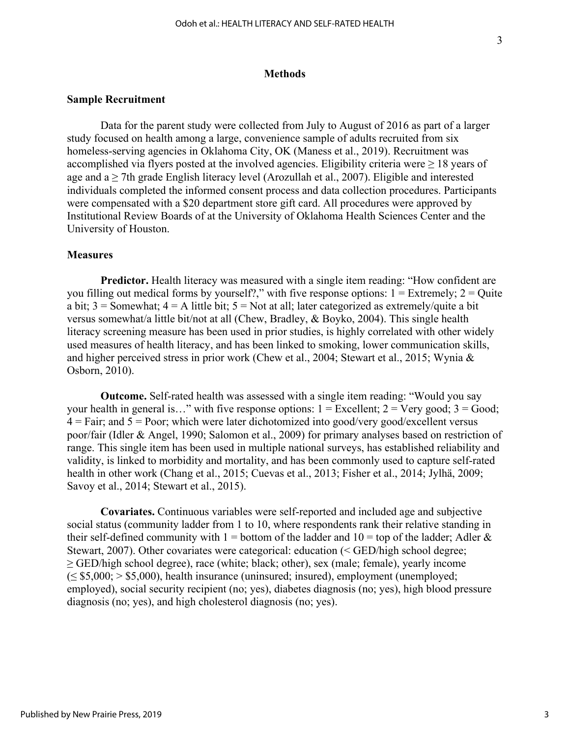## Methods

### Sample Recruitment

Data for the parent study were collected from July to August of 2016 as part of a larger study focused on health among a large, convenience sample of adults recruited from six homeless-serving agencies in Oklahoma City, OK (Maness et al., 2019). Recruitment was accomplished via flyers posted at the involved agencies. Eligibility criteria were ≥ 18 years of age and a ≥ 7th grade English literacy level (Arozullah et al., 2007). Eligible and interested individuals completed the informed consent process and data collection procedures. Participants were compensated with a $20 department store gift card. All procedures were approved by Institutional Review Boards of at the University of Oklahoma Health Sciences Center and the University of Houston.

### Measures

**Predictor.** Health literacy was measured with a single item reading: "How confident are you filling out medical forms by yourself?," with five response options: 1 = Extremely; 2 = Quite a bit; 3 = Somewhat; 4 = A little bit; 5 = Not at all; later categorized as extremely/quite a bit versus somewhat/a little bit/not at all (Chew, Bradley, & Boyko, 2004). This single health literacy screening measure has been used in prior studies, is highly correlated with other widely used measures of health literacy, and has been linked to smoking, lower communication skills, and higher perceived stress in prior work (Chew et al., 2004; Stewart et al., 2015; Wynia & Osborn, 2010).

**Outcome.** Self-rated health was assessed with a single item reading: "Would you say your health in general is…" with five response options: 1 = Excellent; 2 = Very good; 3 = Good; 4 = Fair; and 5 = Poor; which were later dichotomized into good/very good/excellent versus poor/fair (Idler & Angel, 1990; Salomon et al., 2009) for primary analyses based on restriction of range. This single item has been used in multiple national surveys, has established reliability and validity, is linked to morbidity and mortality, and has been commonly used to capture self-rated health in other work (Chang et al., 2015; Cuevas et al., 2013; Fisher et al., 2014; Jylhä, 2009; Savoy et al., 2014; Stewart et al., 2015).

**Covariates.** Continuous variables were self-reported and included age and subjective social status (community ladder from 1 to 10, where respondents rank their relative standing in their self-defined community with 1 = bottom of the ladder and 10 = top of the ladder; Adler & Stewart, 2007). Other covariates were categorical: education (< GED/high school degree; ≥ GED/high school degree), race (white; black; other), sex (male; female), yearly income (≤ $5,000; > $5,000), health insurance (uninsured; insured), employment (unemployed; employed), social security recipient (no; yes), diabetes diagnosis (no; yes), high blood pressure diagnosis (no; yes), and high cholesterol diagnosis (no; yes).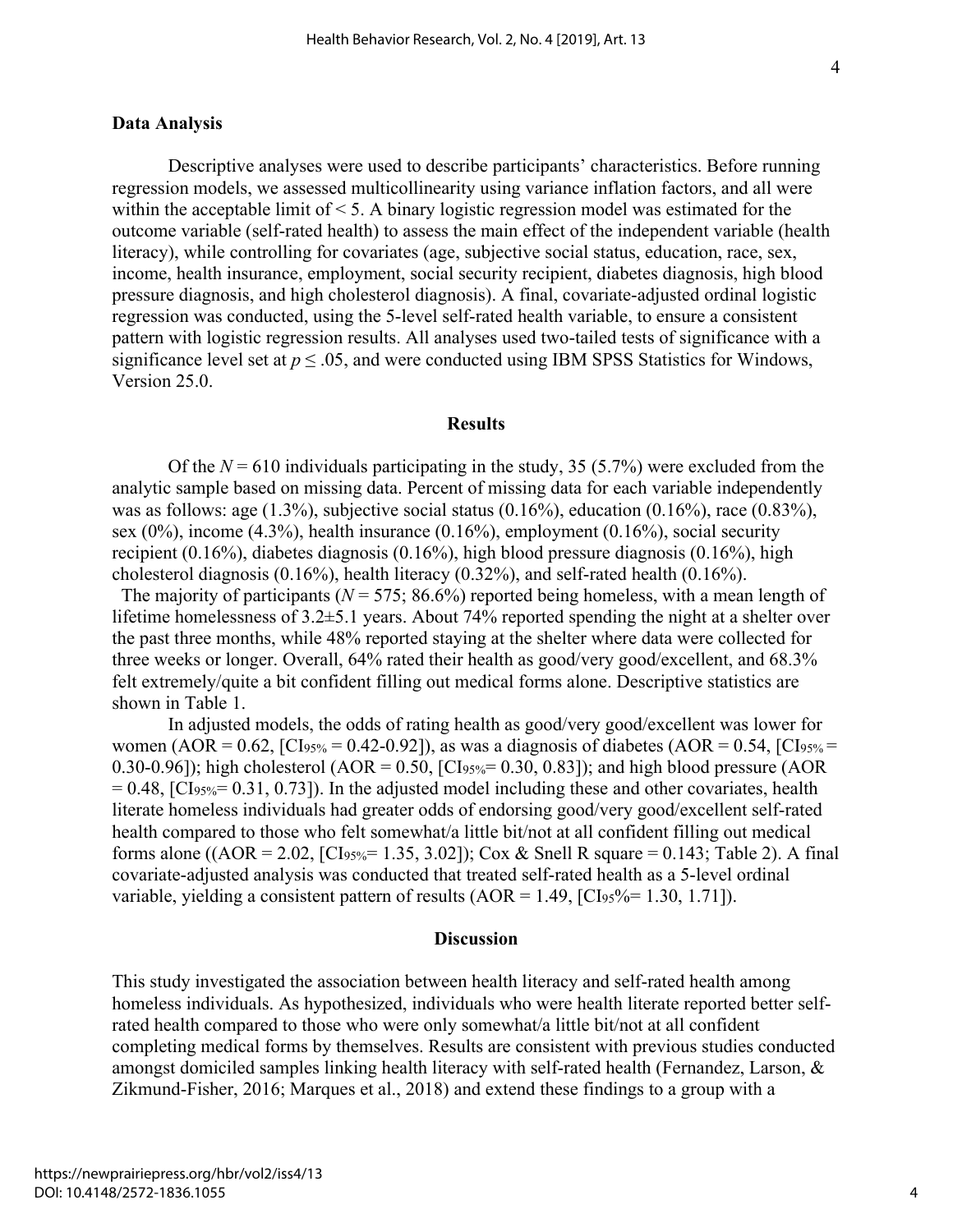### Data Analysis

Descriptive analyses were used to describe participants' characteristics. Before running regression models, we assessed multicollinearity using variance inflation factors, and all were within the acceptable limit of < 5. A binary logistic regression model was estimated for the outcome variable (self-rated health) to assess the main effect of the independent variable (health literacy), while controlling for covariates (age, subjective social status, education, race, sex, income, health insurance, employment, social security recipient, diabetes diagnosis, high blood pressure diagnosis, and high cholesterol diagnosis). A final, covariate-adjusted ordinal logistic regression was conducted, using the 5-level self-rated health variable, to ensure a consistent pattern with logistic regression results. All analyses used two-tailed tests of significance with a significance level set at $p \leq .05$, and were conducted using IBM SPSS Statistics for Windows, Version 25.0.

## Results

Of the $N = 610$ individuals participating in the study, 35 (5.7%) were excluded from the analytic sample based on missing data. Percent of missing data for each variable independently was as follows: age (1.3%), subjective social status (0.16%), education (0.16%), race (0.83%), sex (0%), income (4.3%), health insurance (0.16%), employment (0.16%), social security recipient (0.16%), diabetes diagnosis (0.16%), high blood pressure diagnosis (0.16%), high cholesterol diagnosis (0.16%), health literacy (0.32%), and self-rated health (0.16%).

The majority of participants ($N = 575$; 86.6%) reported being homeless, with a mean length of lifetime homelessness of 3.2±5.1 years. About 74% reported spending the night at a shelter over the past three months, while 48% reported staying at the shelter where data were collected for three weeks or longer. Overall, 64% rated their health as good/very good/excellent, and 68.3% felt extremely/quite a bit confident filling out medical forms alone. Descriptive statistics are shown in Table 1.

In adjusted models, the odds of rating health as good/very good/excellent was lower for women (AOR = 0.62, [$CI_{95\%}$ = 0.42-0.92]), as was a diagnosis of diabetes (AOR = 0.54, [$CI_{95\%}$ = 0.30-0.96]); high cholesterol (AOR = 0.50, [$CI_{95\%}$= 0.30, 0.83]); and high blood pressure (AOR = 0.48, [$CI_{95\%}$= 0.31, 0.73]). In the adjusted model including these and other covariates, health literate homeless individuals had greater odds of endorsing good/very good/excellent self-rated health compared to those who felt somewhat/a little bit/not at all confident filling out medical forms alone ((AOR = 2.02, [$CI_{95\%}$= 1.35, 3.02]); Cox & Snell R square = 0.143; Table 2). A final covariate-adjusted analysis was conducted that treated self-rated health as a 5-level ordinal variable, yielding a consistent pattern of results (AOR = 1.49, [$CI_{95}$%= 1.30, 1.71]).

## Discussion

This study investigated the association between health literacy and self-rated health among homeless individuals. As hypothesized, individuals who were health literate reported better self-rated health compared to those who were only somewhat/a little bit/not at all confident completing medical forms by themselves. Results are consistent with previous studies conducted amongst domiciled samples linking health literacy with self-rated health (Fernandez, Larson, & Zikmund-Fisher, 2016; Marques et al., 2018) and extend these findings to a group with a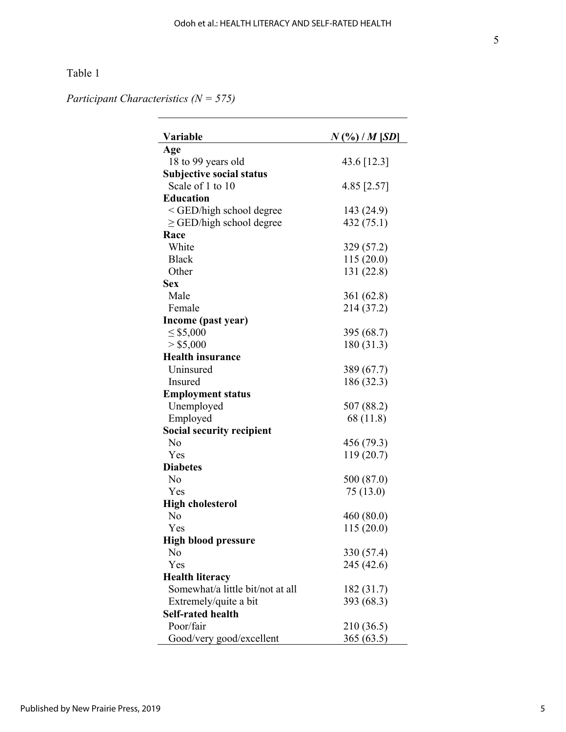Table 1

*Participant Characteristics (N = 575)*

| **Variable** | ***N* (%) / *M* [*SD*]** |
|---|---|
| **Age** | |
| 18 to 99 years old | 43.6 [12.3] |
| **Subjective social status** | |
| Scale of 1 to 10 | 4.85 [2.57] |
| **Education** | |
| < GED/high school degree | 143 (24.9) |
| ≥ GED/high school degree | 432 (75.1) |
| **Race** | |
| White | 329 (57.2) |
| Black | 115 (20.0) |
| Other | 131 (22.8) |
| **Sex** | |
| Male | 361 (62.8) |
| Female | 214 (37.2) |
| **Income (past year)** | |
| ≤ $5,000 | 395 (68.7) |
| > $5,000 | 180 (31.3) |
| **Health insurance** | |
| Uninsured | 389 (67.7) |
| Insured | 186 (32.3) |
| **Employment status** | |
| Unemployed | 507 (88.2) |
| Employed | 68 (11.8) |
| **Social security recipient** | |
| No | 456 (79.3) |
| Yes | 119 (20.7) |
| **Diabetes** | |
| No | 500 (87.0) |
| Yes | 75 (13.0) |
| **High cholesterol** | |
| No | 460 (80.0) |
| Yes | 115 (20.0) |
| **High blood pressure** | |
| No | 330 (57.4) |
| Yes | 245 (42.6) |
| **Health literacy** | |
| Somewhat/a little bit/not at all | 182 (31.7) |
| Extremely/quite a bit | 393 (68.3) |
| **Self-rated health** | |
| Poor/fair | 210 (36.5) |
| Good/very good/excellent | 365 (63.5) |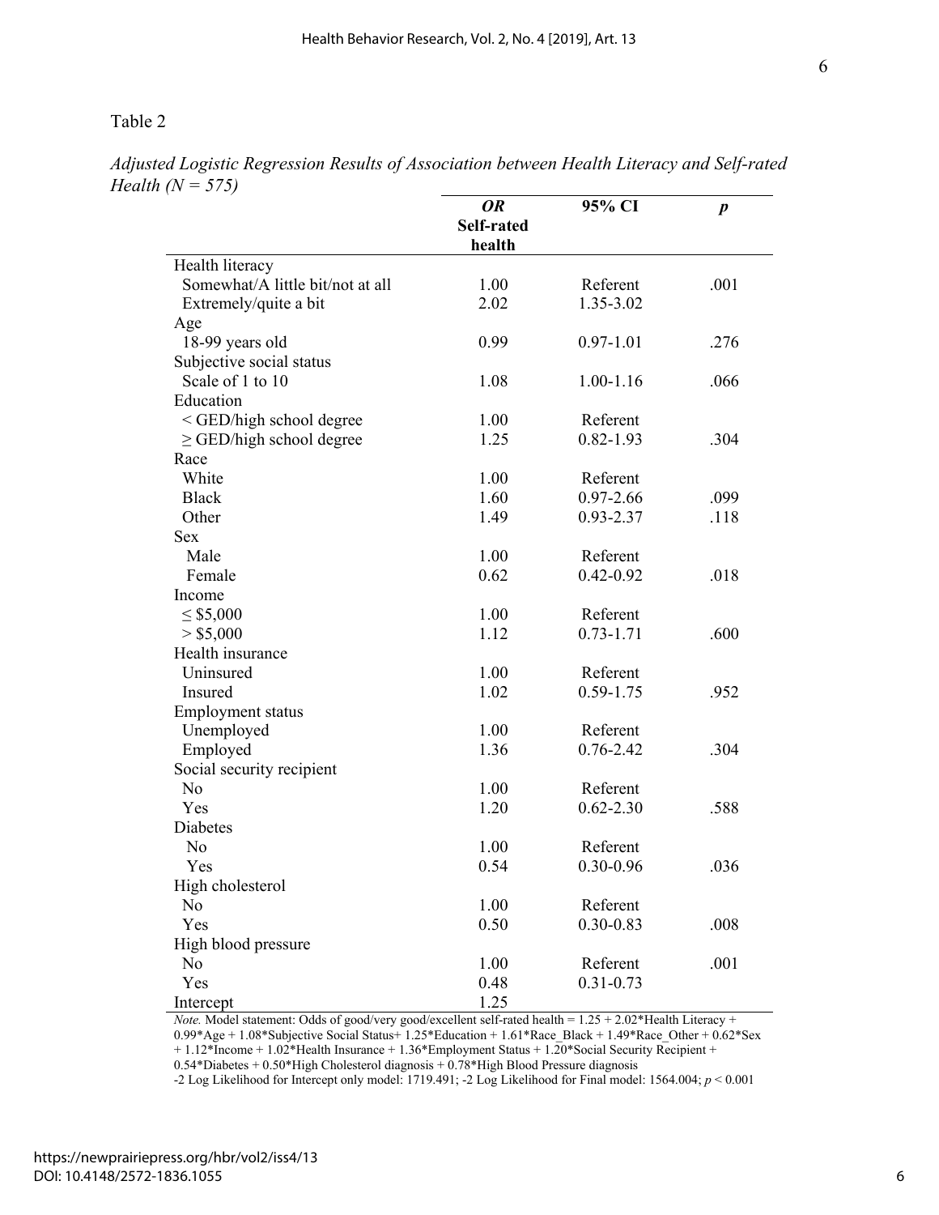Table 2

*Adjusted Logistic Regression Results of Association between Health Literacy and Self-rated Health (N = 575)*

| | ***OR* Self-rated health** | **95% CI** | ***p*** |
|---|---|---|---|
| Health literacy | | | |
| Somewhat/A little bit/not at all | 1.00 | Referent | .001 |
| Extremely/quite a bit | 2.02 | 1.35-3.02 | |
| Age | | | |
| 18-99 years old | 0.99 | 0.97-1.01 | .276 |
| Subjective social status | | | |
| Scale of 1 to 10 | 1.08 | 1.00-1.16 | .066 |
| Education | | | |
| < GED/high school degree | 1.00 | Referent | |
| ≥ GED/high school degree | 1.25 | 0.82-1.93 | .304 |
| Race | | | |
| White | 1.00 | Referent | |
| Black | 1.60 | 0.97-2.66 | .099 |
| Other | 1.49 | 0.93-2.37 | .118 |
| Sex | | | |
| Male | 1.00 | Referent | |
| Female | 0.62 | 0.42-0.92 | .018 |
| Income | | | |
| ≤ $5,000 | 1.00 | Referent | |
| > $5,000 | 1.12 | 0.73-1.71 | .600 |
| Health insurance | | | |
| Uninsured | 1.00 | Referent | |
| Insured | 1.02 | 0.59-1.75 | .952 |
| Employment status | | | |
| Unemployed | 1.00 | Referent | |
| Employed | 1.36 | 0.76-2.42 | .304 |
| Social security recipient | | | |
| No | 1.00 | Referent | |
| Yes | 1.20 | 0.62-2.30 | .588 |
| Diabetes | | | |
| No | 1.00 | Referent | |
| Yes | 0.54 | 0.30-0.96 | .036 |
| High cholesterol | | | |
| No | 1.00 | Referent | |
| Yes | 0.50 | 0.30-0.83 | .008 |
| High blood pressure | | | |
| No | 1.00 | Referent | .001 |
| Yes | 0.48 | 0.31-0.73 | |
| Intercept | 1.25 | | |

*Note.* Model statement: Odds of good/very good/excellent self-rated health = 1.25 + 2.02*Health Literacy + 0.99*Age + 1.08*Subjective Social Status+ 1.25*Education + 1.61*Race_Black + 1.49*Race_Other + 0.62*Sex + 1.12*Income + 1.02*Health Insurance + 1.36*Employment Status + 1.20*Social Security Recipient + 0.54*Diabetes + 0.50*High Cholesterol diagnosis + 0.78*High Blood Pressure diagnosis

-2 Log Likelihood for Intercept only model: 1719.491; -2 Log Likelihood for Final model: 1564.004; $p < 0.001$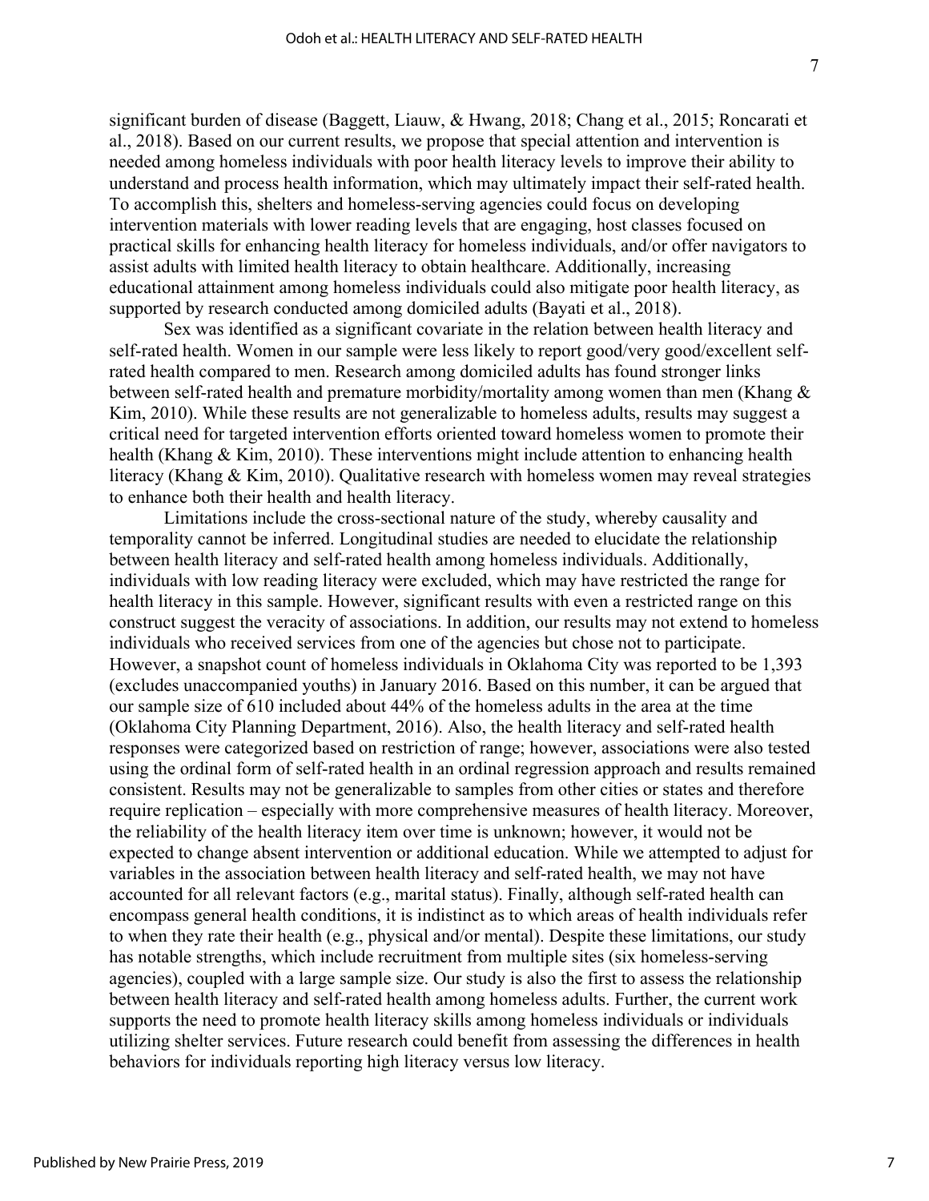significant burden of disease (Baggett, Liauw, & Hwang, 2018; Chang et al., 2015; Roncarati et al., 2018). Based on our current results, we propose that special attention and intervention is needed among homeless individuals with poor health literacy levels to improve their ability to understand and process health information, which may ultimately impact their self-rated health. To accomplish this, shelters and homeless-serving agencies could focus on developing intervention materials with lower reading levels that are engaging, host classes focused on practical skills for enhancing health literacy for homeless individuals, and/or offer navigators to assist adults with limited health literacy to obtain healthcare. Additionally, increasing educational attainment among homeless individuals could also mitigate poor health literacy, as supported by research conducted among domiciled adults (Bayati et al., 2018).

Sex was identified as a significant covariate in the relation between health literacy and self-rated health. Women in our sample were less likely to report good/very good/excellent self-rated health compared to men. Research among domiciled adults has found stronger links between self-rated health and premature morbidity/mortality among women than men (Khang & Kim, 2010). While these results are not generalizable to homeless adults, results may suggest a critical need for targeted intervention efforts oriented toward homeless women to promote their health (Khang & Kim, 2010). These interventions might include attention to enhancing health literacy (Khang & Kim, 2010). Qualitative research with homeless women may reveal strategies to enhance both their health and health literacy.

Limitations include the cross-sectional nature of the study, whereby causality and temporality cannot be inferred. Longitudinal studies are needed to elucidate the relationship between health literacy and self-rated health among homeless individuals. Additionally, individuals with low reading literacy were excluded, which may have restricted the range for health literacy in this sample. However, significant results with even a restricted range on this construct suggest the veracity of associations. In addition, our results may not extend to homeless individuals who received services from one of the agencies but chose not to participate. However, a snapshot count of homeless individuals in Oklahoma City was reported to be 1,393 (excludes unaccompanied youths) in January 2016. Based on this number, it can be argued that our sample size of 610 included about 44% of the homeless adults in the area at the time (Oklahoma City Planning Department, 2016). Also, the health literacy and self-rated health responses were categorized based on restriction of range; however, associations were also tested using the ordinal form of self-rated health in an ordinal regression approach and results remained consistent. Results may not be generalizable to samples from other cities or states and therefore require replication – especially with more comprehensive measures of health literacy. Moreover, the reliability of the health literacy item over time is unknown; however, it would not be expected to change absent intervention or additional education. While we attempted to adjust for variables in the association between health literacy and self-rated health, we may not have accounted for all relevant factors (e.g., marital status). Finally, although self-rated health can encompass general health conditions, it is indistinct as to which areas of health individuals refer to when they rate their health (e.g., physical and/or mental). Despite these limitations, our study has notable strengths, which include recruitment from multiple sites (six homeless-serving agencies), coupled with a large sample size. Our study is also the first to assess the relationship between health literacy and self-rated health among homeless adults. Further, the current work supports the need to promote health literacy skills among homeless individuals or individuals utilizing shelter services. Future research could benefit from assessing the differences in health behaviors for individuals reporting high literacy versus low literacy.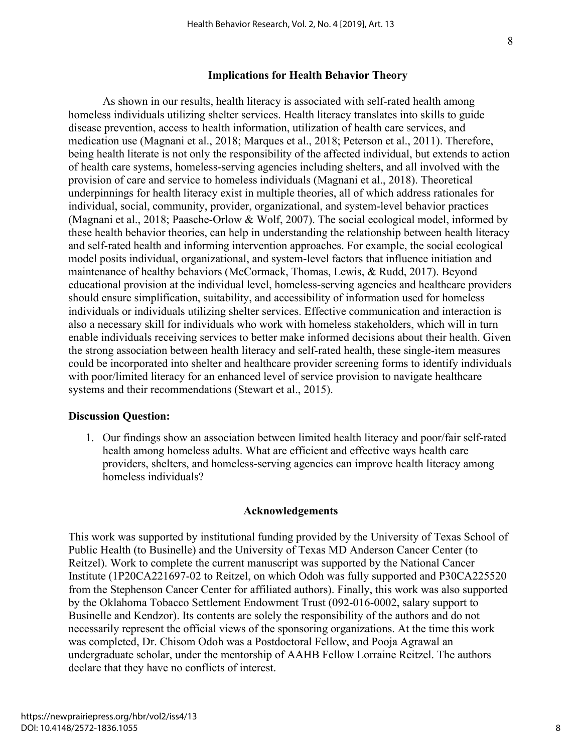## Implications for Health Behavior Theory

As shown in our results, health literacy is associated with self-rated health among homeless individuals utilizing shelter services. Health literacy translates into skills to guide disease prevention, access to health information, utilization of health care services, and medication use (Magnani et al., 2018; Marques et al., 2018; Peterson et al., 2011). Therefore, being health literate is not only the responsibility of the affected individual, but extends to action of health care systems, homeless-serving agencies including shelters, and all involved with the provision of care and service to homeless individuals (Magnani et al., 2018). Theoretical underpinnings for health literacy exist in multiple theories, all of which address rationales for individual, social, community, provider, organizational, and system-level behavior practices (Magnani et al., 2018; Paasche-Orlow & Wolf, 2007). The social ecological model, informed by these health behavior theories, can help in understanding the relationship between health literacy and self-rated health and informing intervention approaches. For example, the social ecological model posits individual, organizational, and system-level factors that influence initiation and maintenance of healthy behaviors (McCormack, Thomas, Lewis, & Rudd, 2017). Beyond educational provision at the individual level, homeless-serving agencies and healthcare providers should ensure simplification, suitability, and accessibility of information used for homeless individuals or individuals utilizing shelter services. Effective communication and interaction is also a necessary skill for individuals who work with homeless stakeholders, which will in turn enable individuals receiving services to better make informed decisions about their health. Given the strong association between health literacy and self-rated health, these single-item measures could be incorporated into shelter and healthcare provider screening forms to identify individuals with poor/limited literacy for an enhanced level of service provision to navigate healthcare systems and their recommendations (Stewart et al., 2015).

### Discussion Question:

1. Our findings show an association between limited health literacy and poor/fair self-rated health among homeless adults. What are efficient and effective ways health care providers, shelters, and homeless-serving agencies can improve health literacy among homeless individuals?

## Acknowledgements

This work was supported by institutional funding provided by the University of Texas School of Public Health (to Businelle) and the University of Texas MD Anderson Cancer Center (to Reitzel). Work to complete the current manuscript was supported by the National Cancer Institute (1P20CA221697-02 to Reitzel, on which Odoh was fully supported and P30CA225520 from the Stephenson Cancer Center for affiliated authors). Finally, this work was also supported by the Oklahoma Tobacco Settlement Endowment Trust (092-016-0002, salary support to Businelle and Kendzor). Its contents are solely the responsibility of the authors and do not necessarily represent the official views of the sponsoring organizations. At the time this work was completed, Dr. Chisom Odoh was a Postdoctoral Fellow, and Pooja Agrawal an undergraduate scholar, under the mentorship of AAHB Fellow Lorraine Reitzel. The authors declare that they have no conflicts of interest.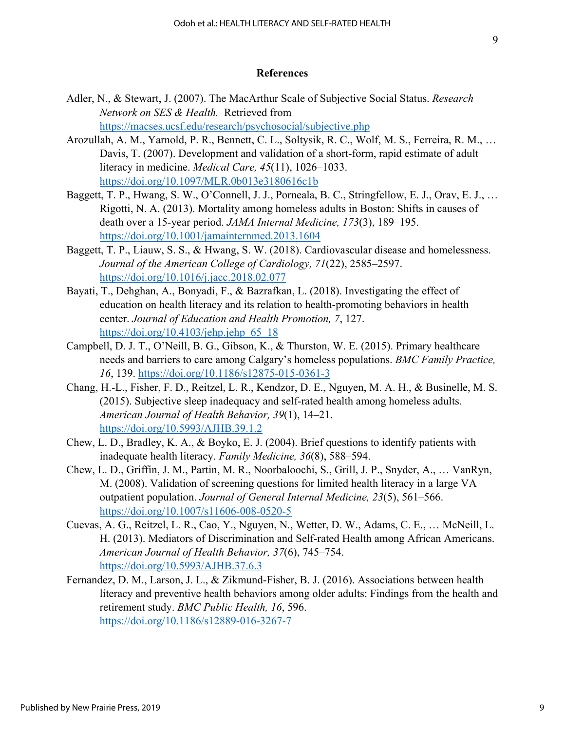## References

Adler, N., & Stewart, J. (2007). The MacArthur Scale of Subjective Social Status. *Research Network on SES & Health.* Retrieved from https://macses.ucsf.edu/research/psychosocial/subjective.php

Arozullah, A. M., Yarnold, P. R., Bennett, C. L., Soltysik, R. C., Wolf, M. S., Ferreira, R. M., … Davis, T. (2007). Development and validation of a short-form, rapid estimate of adult literacy in medicine. *Medical Care, 45*(11), 1026–1033. https://doi.org/10.1097/MLR.0b013e3180616c1b

Baggett, T. P., Hwang, S. W., O'Connell, J. J., Porneala, B. C., Stringfellow, E. J., Orav, E. J., … Rigotti, N. A. (2013). Mortality among homeless adults in Boston: Shifts in causes of death over a 15-year period. *JAMA Internal Medicine, 173*(3), 189–195. https://doi.org/10.1001/jamainternmed.2013.1604

Baggett, T. P., Liauw, S. S., & Hwang, S. W. (2018). Cardiovascular disease and homelessness. *Journal of the American College of Cardiology, 71*(22), 2585–2597. https://doi.org/10.1016/j.jacc.2018.02.077

Bayati, T., Dehghan, A., Bonyadi, F., & Bazrafkan, L. (2018). Investigating the effect of education on health literacy and its relation to health-promoting behaviors in health center. *Journal of Education and Health Promotion, 7*, 127. https://doi.org/10.4103/jehp.jehp_65_18

Campbell, D. J. T., O'Neill, B. G., Gibson, K., & Thurston, W. E. (2015). Primary healthcare needs and barriers to care among Calgary's homeless populations. *BMC Family Practice, 16*, 139. https://doi.org/10.1186/s12875-015-0361-3

Chang, H.-L., Fisher, F. D., Reitzel, L. R., Kendzor, D. E., Nguyen, M. A. H., & Businelle, M. S. (2015). Subjective sleep inadequacy and self-rated health among homeless adults. *American Journal of Health Behavior, 39*(1), 14–21. https://doi.org/10.5993/AJHB.39.1.2

Chew, L. D., Bradley, K. A., & Boyko, E. J. (2004). Brief questions to identify patients with inadequate health literacy. *Family Medicine, 36*(8), 588–594.

Chew, L. D., Griffin, J. M., Partin, M. R., Noorbaloochi, S., Grill, J. P., Snyder, A., … VanRyn, M. (2008). Validation of screening questions for limited health literacy in a large VA outpatient population. *Journal of General Internal Medicine, 23*(5), 561–566. https://doi.org/10.1007/s11606-008-0520-5

Cuevas, A. G., Reitzel, L. R., Cao, Y., Nguyen, N., Wetter, D. W., Adams, C. E., … McNeill, L. H. (2013). Mediators of Discrimination and Self-rated Health among African Americans. *American Journal of Health Behavior, 37*(6), 745–754. https://doi.org/10.5993/AJHB.37.6.3

Fernandez, D. M., Larson, J. L., & Zikmund-Fisher, B. J. (2016). Associations between health literacy and preventive health behaviors among older adults: Findings from the health and retirement study. *BMC Public Health, 16*, 596. https://doi.org/10.1186/s12889-016-3267-7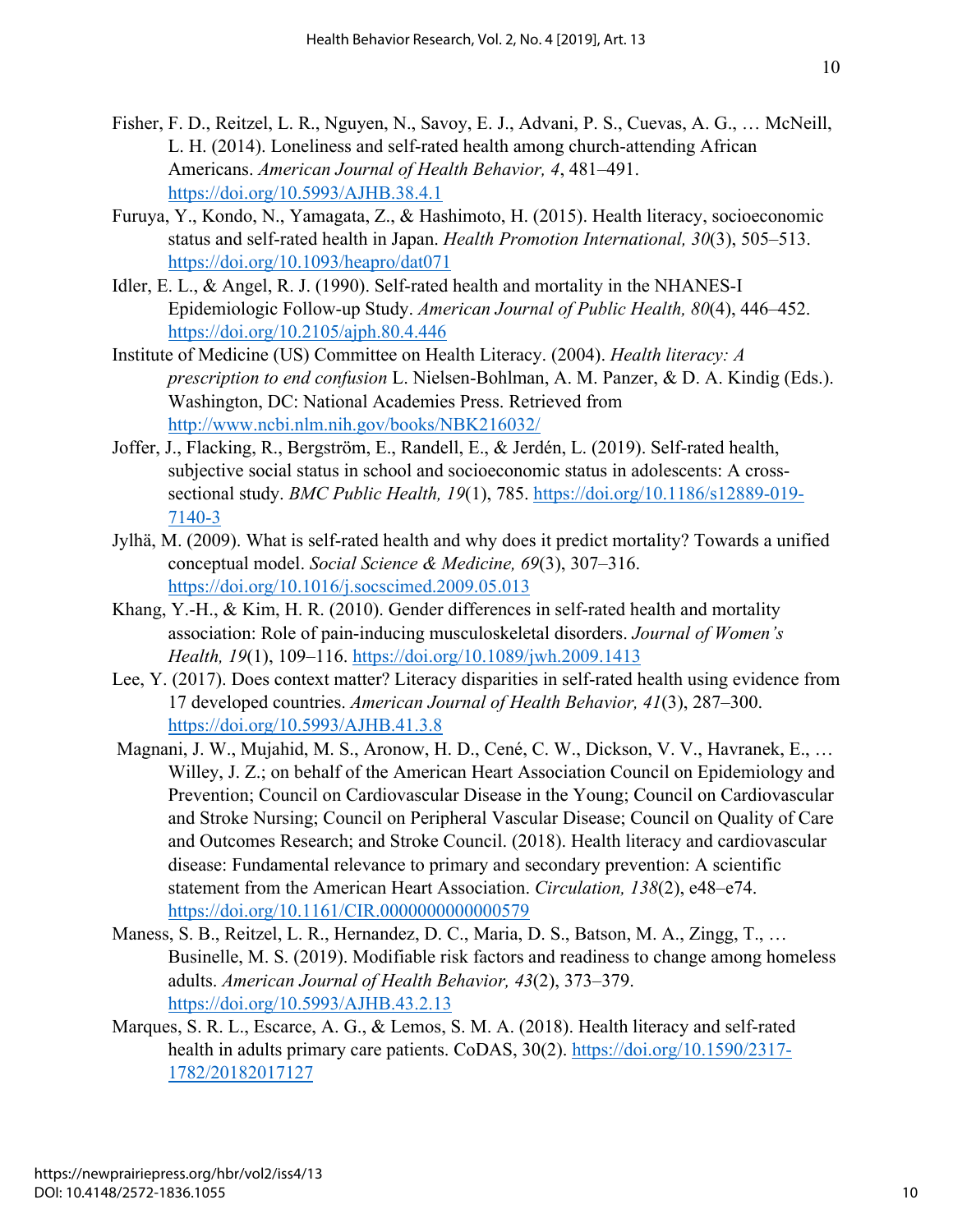Fisher, F. D., Reitzel, L. R., Nguyen, N., Savoy, E. J., Advani, P. S., Cuevas, A. G., … McNeill, L. H. (2014). Loneliness and self-rated health among church-attending African Americans. *American Journal of Health Behavior, 4*, 481–491. https://doi.org/10.5993/AJHB.38.4.1

Furuya, Y., Kondo, N., Yamagata, Z., & Hashimoto, H. (2015). Health literacy, socioeconomic status and self-rated health in Japan. *Health Promotion International, 30*(3), 505–513. https://doi.org/10.1093/heapro/dat071

Idler, E. L., & Angel, R. J. (1990). Self-rated health and mortality in the NHANES-I Epidemiologic Follow-up Study. *American Journal of Public Health, 80*(4), 446–452. https://doi.org/10.2105/ajph.80.4.446

Institute of Medicine (US) Committee on Health Literacy. (2004). *Health literacy: A prescription to end confusion* L. Nielsen-Bohlman, A. M. Panzer, & D. A. Kindig (Eds.). Washington, DC: National Academies Press. Retrieved from http://www.ncbi.nlm.nih.gov/books/NBK216032/

Joffer, J., Flacking, R., Bergström, E., Randell, E., & Jerdén, L. (2019). Self-rated health, subjective social status in school and socioeconomic status in adolescents: A cross-sectional study. *BMC Public Health, 19*(1), 785. https://doi.org/10.1186/s12889-019-7140-3

Jylhä, M. (2009). What is self-rated health and why does it predict mortality? Towards a unified conceptual model. *Social Science & Medicine, 69*(3), 307–316. https://doi.org/10.1016/j.socscimed.2009.05.013

Khang, Y.-H., & Kim, H. R. (2010). Gender differences in self-rated health and mortality association: Role of pain-inducing musculoskeletal disorders. *Journal of Women's Health, 19*(1), 109–116. https://doi.org/10.1089/jwh.2009.1413

Lee, Y. (2017). Does context matter? Literacy disparities in self-rated health using evidence from 17 developed countries. *American Journal of Health Behavior, 41*(3), 287–300. https://doi.org/10.5993/AJHB.41.3.8

Magnani, J. W., Mujahid, M. S., Aronow, H. D., Cené, C. W., Dickson, V. V., Havranek, E., … Willey, J. Z.; on behalf of the American Heart Association Council on Epidemiology and Prevention; Council on Cardiovascular Disease in the Young; Council on Cardiovascular and Stroke Nursing; Council on Peripheral Vascular Disease; Council on Quality of Care and Outcomes Research; and Stroke Council. (2018). Health literacy and cardiovascular disease: Fundamental relevance to primary and secondary prevention: A scientific statement from the American Heart Association. *Circulation, 138*(2), e48–e74. https://doi.org/10.1161/CIR.0000000000000579

Maness, S. B., Reitzel, L. R., Hernandez, D. C., Maria, D. S., Batson, M. A., Zingg, T., … Businelle, M. S. (2019). Modifiable risk factors and readiness to change among homeless adults. *American Journal of Health Behavior, 43*(2), 373–379. https://doi.org/10.5993/AJHB.43.2.13

Marques, S. R. L., Escarce, A. G., & Lemos, S. M. A. (2018). Health literacy and self-rated health in adults primary care patients. CoDAS, 30(2). https://doi.org/10.1590/2317-1782/20182017127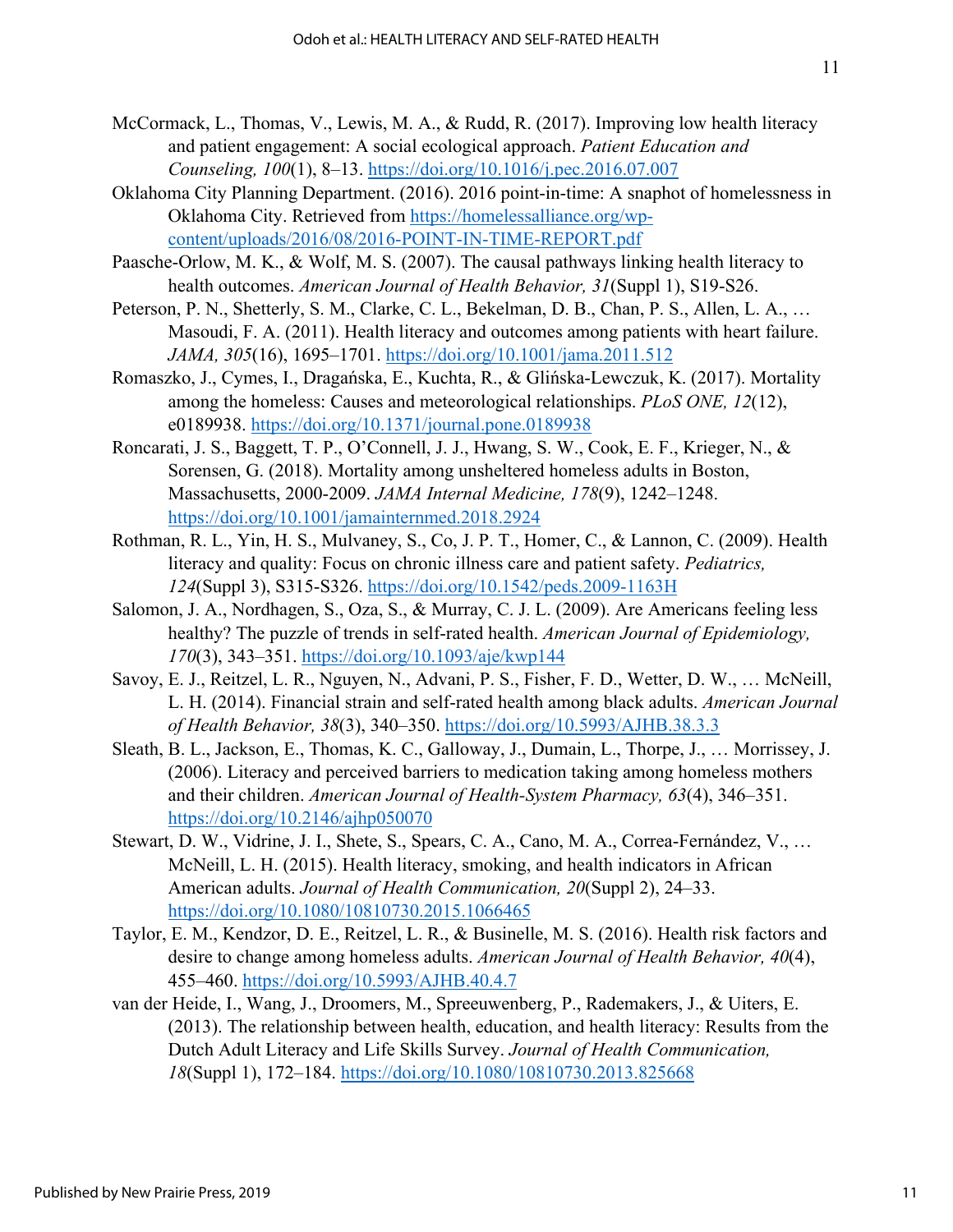McCormack, L., Thomas, V., Lewis, M. A., & Rudd, R. (2017). Improving low health literacy and patient engagement: A social ecological approach. *Patient Education and Counseling, 100*(1), 8–13. https://doi.org/10.1016/j.pec.2016.07.007

Oklahoma City Planning Department. (2016). 2016 point-in-time: A snaphot of homelessness in Oklahoma City. Retrieved from https://homelessalliance.org/wp-content/uploads/2016/08/2016-POINT-IN-TIME-REPORT.pdf

Paasche-Orlow, M. K., & Wolf, M. S. (2007). The causal pathways linking health literacy to health outcomes. *American Journal of Health Behavior, 31*(Suppl 1), S19-S26.

Peterson, P. N., Shetterly, S. M., Clarke, C. L., Bekelman, D. B., Chan, P. S., Allen, L. A., … Masoudi, F. A. (2011). Health literacy and outcomes among patients with heart failure. *JAMA, 305*(16), 1695–1701. https://doi.org/10.1001/jama.2011.512

Romaszko, J., Cymes, I., Dragańska, E., Kuchta, R., & Glińska-Lewczuk, K. (2017). Mortality among the homeless: Causes and meteorological relationships. *PLoS ONE, 12*(12), e0189938. https://doi.org/10.1371/journal.pone.0189938

Roncarati, J. S., Baggett, T. P., O'Connell, J. J., Hwang, S. W., Cook, E. F., Krieger, N., & Sorensen, G. (2018). Mortality among unsheltered homeless adults in Boston, Massachusetts, 2000-2009. *JAMA Internal Medicine, 178*(9), 1242–1248. https://doi.org/10.1001/jamainternmed.2018.2924

Rothman, R. L., Yin, H. S., Mulvaney, S., Co, J. P. T., Homer, C., & Lannon, C. (2009). Health literacy and quality: Focus on chronic illness care and patient safety. *Pediatrics, 124*(Suppl 3), S315-S326. https://doi.org/10.1542/peds.2009-1163H

Salomon, J. A., Nordhagen, S., Oza, S., & Murray, C. J. L. (2009). Are Americans feeling less healthy? The puzzle of trends in self-rated health. *American Journal of Epidemiology, 170*(3), 343–351. https://doi.org/10.1093/aje/kwp144

Savoy, E. J., Reitzel, L. R., Nguyen, N., Advani, P. S., Fisher, F. D., Wetter, D. W., … McNeill, L. H. (2014). Financial strain and self-rated health among black adults. *American Journal of Health Behavior, 38*(3), 340–350. https://doi.org/10.5993/AJHB.38.3.3

Sleath, B. L., Jackson, E., Thomas, K. C., Galloway, J., Dumain, L., Thorpe, J., … Morrissey, J. (2006). Literacy and perceived barriers to medication taking among homeless mothers and their children. *American Journal of Health-System Pharmacy, 63*(4), 346–351. https://doi.org/10.2146/ajhp050070

Stewart, D. W., Vidrine, J. I., Shete, S., Spears, C. A., Cano, M. A., Correa-Fernández, V., … McNeill, L. H. (2015). Health literacy, smoking, and health indicators in African American adults. *Journal of Health Communication, 20*(Suppl 2), 24–33. https://doi.org/10.1080/10810730.2015.1066465

Taylor, E. M., Kendzor, D. E., Reitzel, L. R., & Businelle, M. S. (2016). Health risk factors and desire to change among homeless adults. *American Journal of Health Behavior, 40*(4), 455–460. https://doi.org/10.5993/AJHB.40.4.7

van der Heide, I., Wang, J., Droomers, M., Spreeuwenberg, P., Rademakers, J., & Uiters, E. (2013). The relationship between health, education, and health literacy: Results from the Dutch Adult Literacy and Life Skills Survey. *Journal of Health Communication, 18*(Suppl 1), 172–184. https://doi.org/10.1080/10810730.2013.825668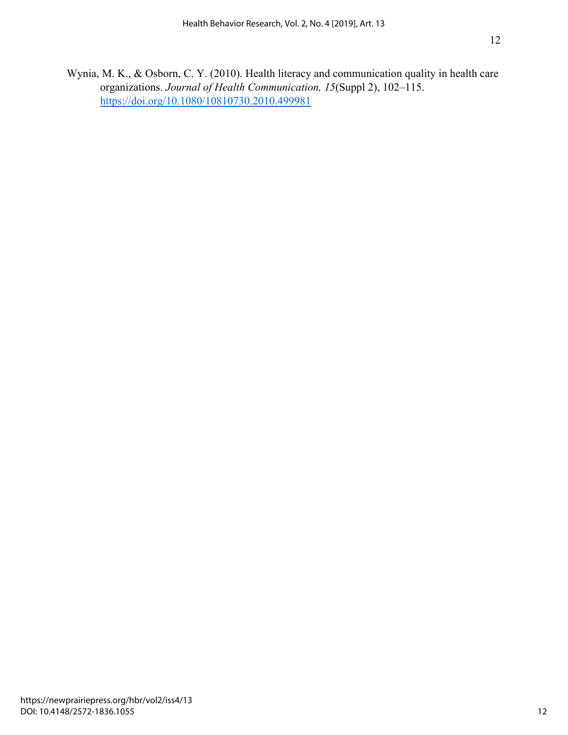Wynia, M. K., & Osborn, C. Y. (2010). Health literacy and communication quality in health care organizations. *Journal of Health Communication, 15*(Suppl 2), 102–115. https://doi.org/10.1080/10810730.2010.499981